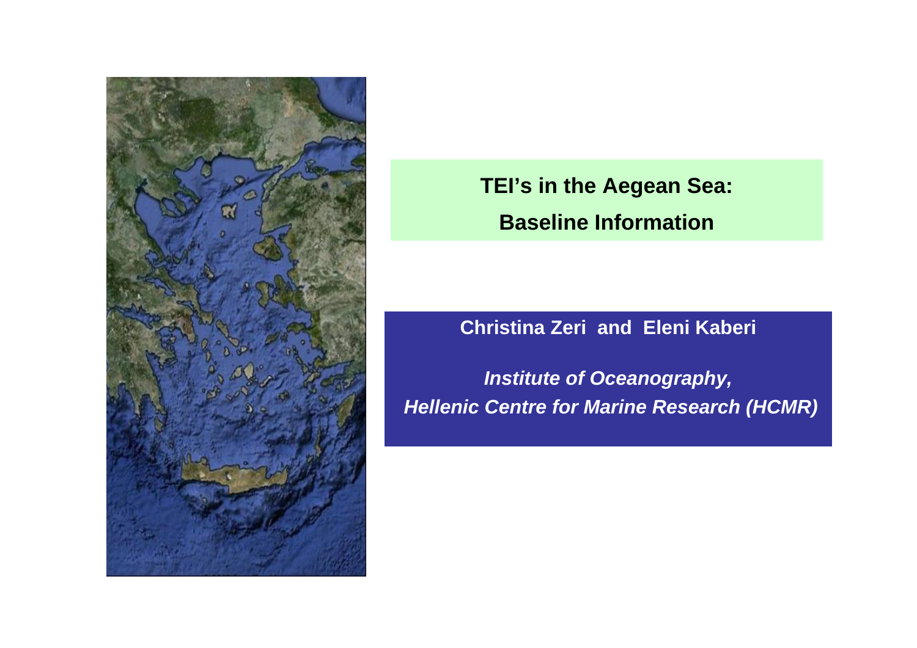# TEI's in the Aegean Sea:

# Baseline Information

**Christina Zeri and Eleni Kaberi**

***Institute of Oceanography,***
***Hellenic Centre for Marine Research (HCMR)***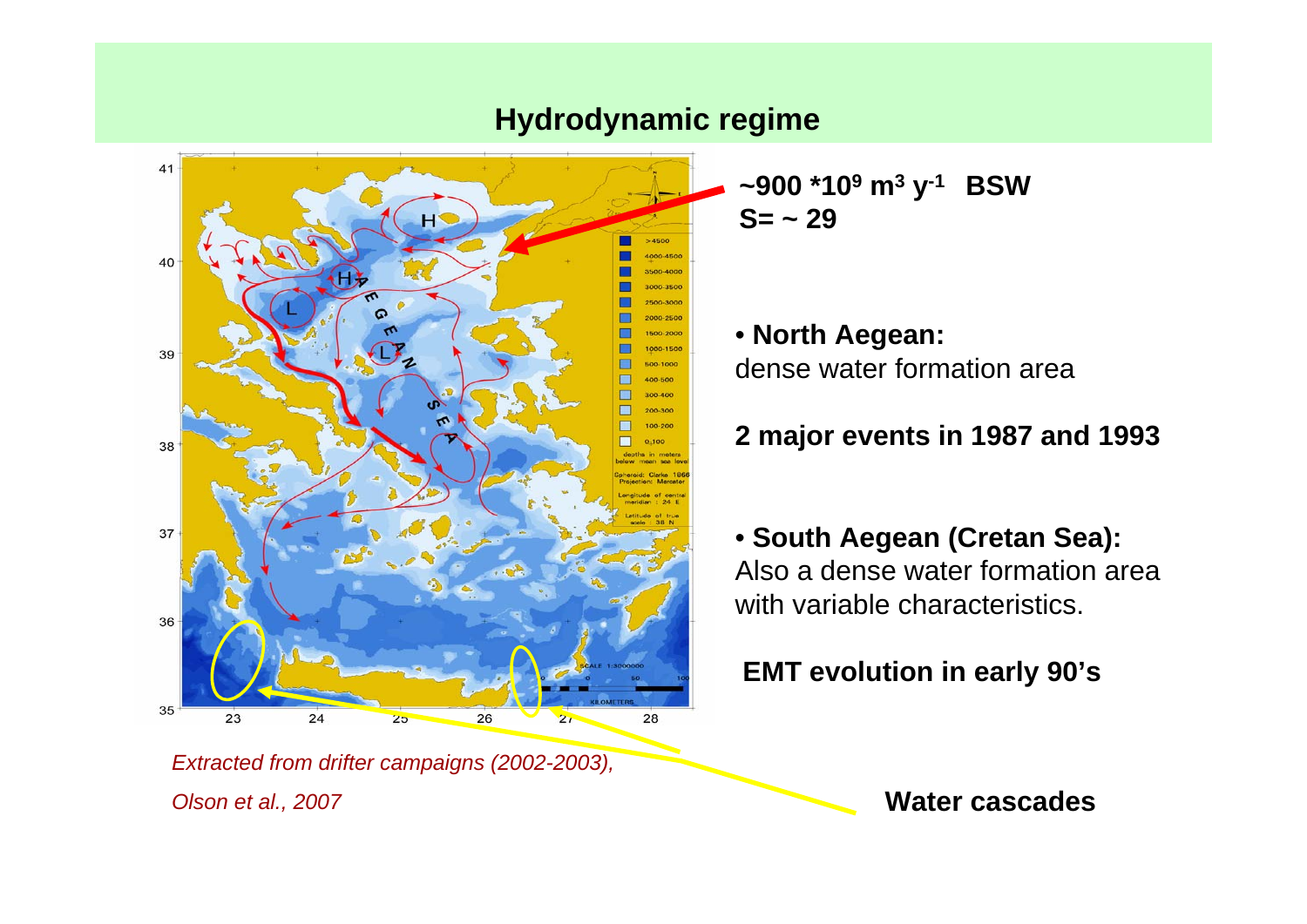# Hydrodynamic regime

**~900 $*10^9$ $m^3$ $y^{-1}$ BSW**
**S= ~ 29**

- **North Aegean:**
  dense water formation area

**2 major events in 1987 and 1993**

- **South Aegean (Cretan Sea):**
  Also a dense water formation area with variable characteristics.

**EMT evolution in early 90's**

*Extracted from drifter campaigns (2002-2003), Olson et al., 2007*

**Water cascades**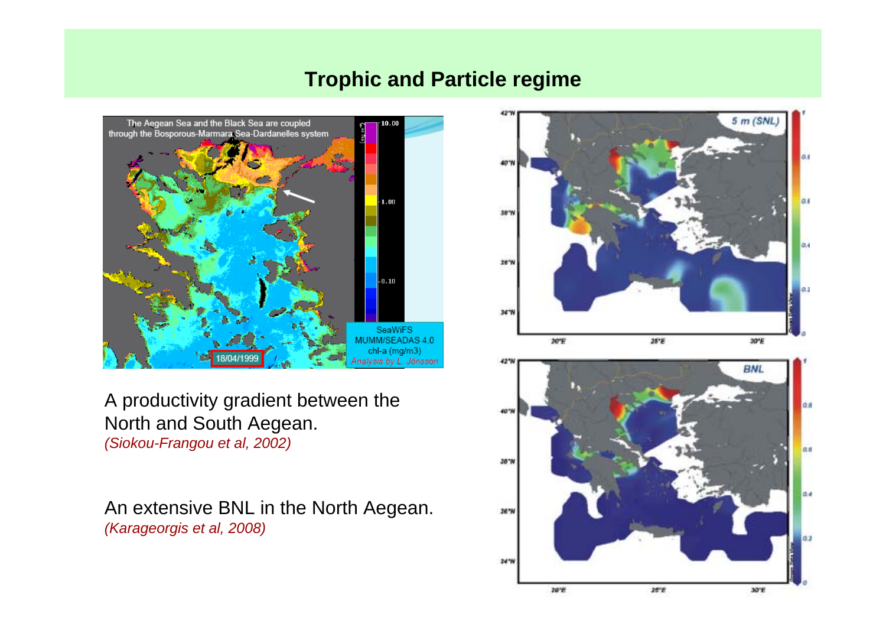# Trophic and Particle regime

A productivity gradient between the North and South Aegean.
*(Siokou-Frangou et al, 2002)*

An extensive BNL in the North Aegean.
*(Karageorgis et al, 2008)*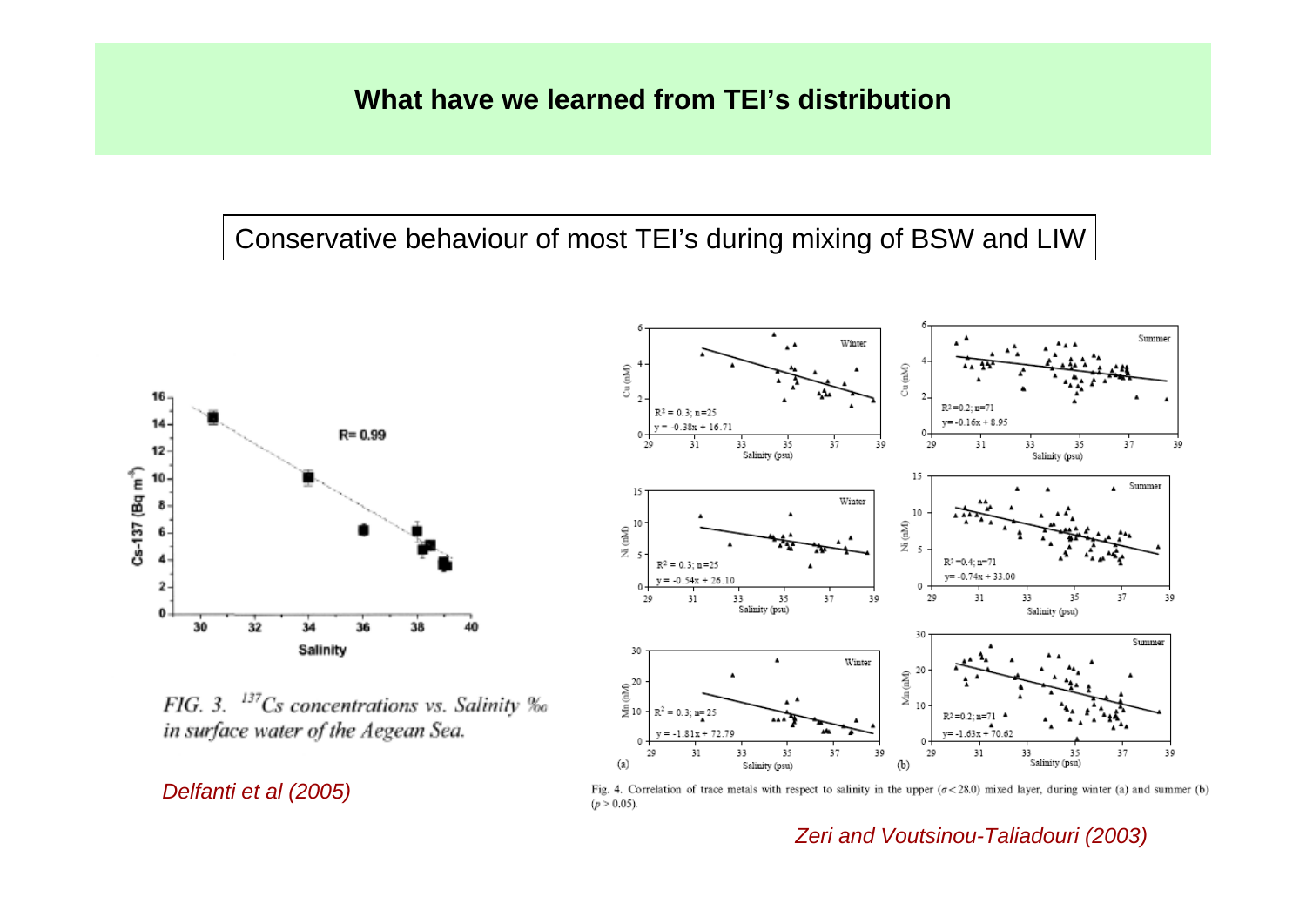# What have we learned from TEI's distribution

Conservative behaviour of most TEI's during mixing of BSW and LIW

*FIG. 3. $^{137}Cs$ concentrations vs. Salinity ‰ in surface water of the Aegean Sea.*

*Delfanti et al (2005)*

Fig. 4. Correlation of trace metals with respect to salinity in the upper ($\sigma < 28.0$) mixed layer, during winter (a) and summer (b) ($p > 0.05$).

*Zeri and Voutsinou-Taliadouri (2003)*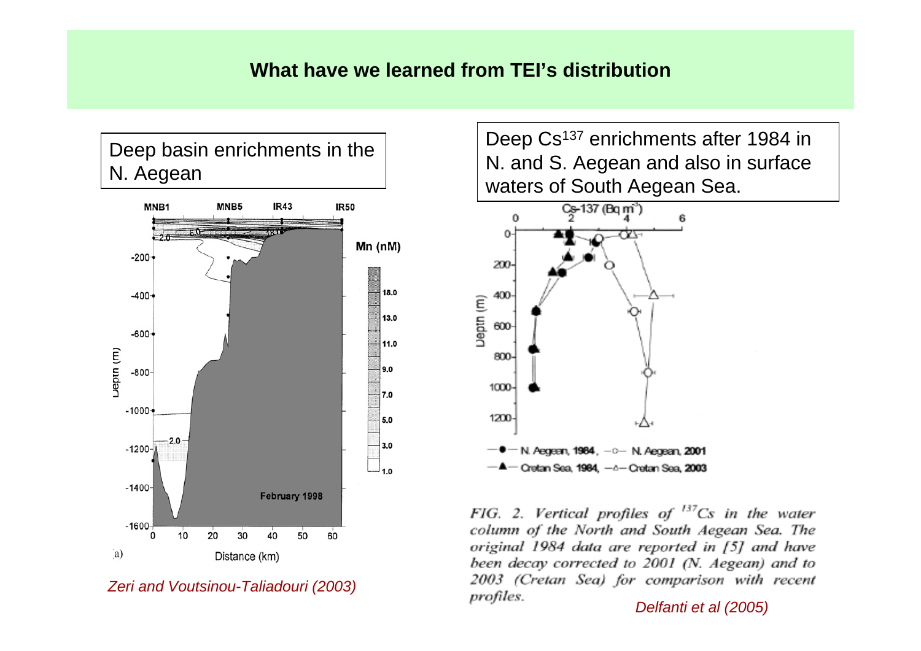# What have we learned from TEI's distribution

Deep basin enrichments in the N. Aegean

*Zeri and Voutsinou-Taliadouri (2003)*

Deep $Cs^{137}$ enrichments after 1984 in N. and S. Aegean and also in surface waters of South Aegean Sea.

*FIG. 2. Vertical profiles of $^{137}Cs$ in the water column of the North and South Aegean Sea. The original 1984 data are reported in [5] and have been decay corrected to 2001 (N. Aegean) and to 2003 (Cretan Sea) for comparison with recent profiles.*

*Delfanti et al (2005)*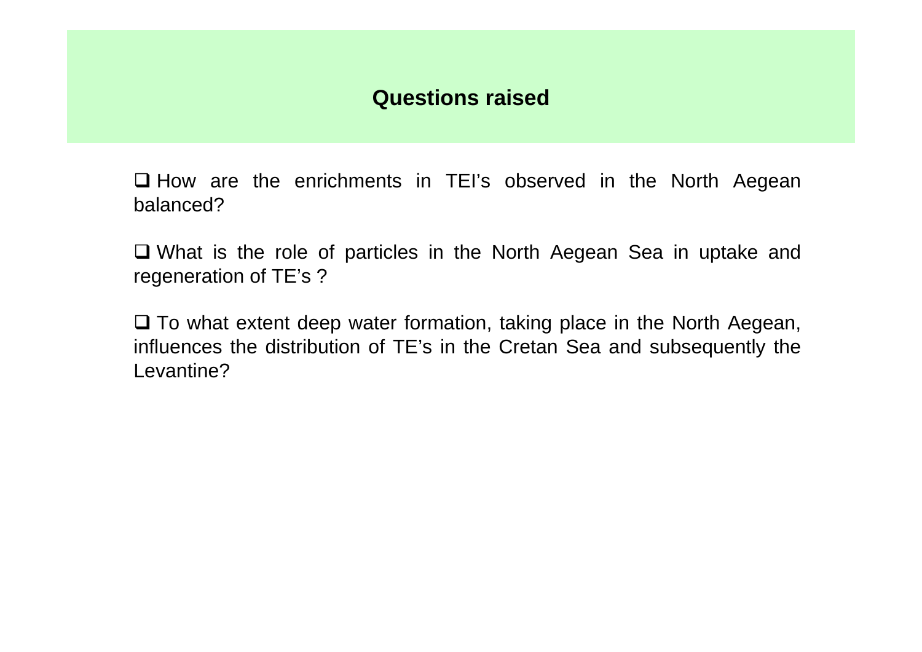## Questions raised

- ❑ How are the enrichments in TEI’s observed in the North Aegean balanced?

- ❑ What is the role of particles in the North Aegean Sea in uptake and regeneration of TE’s ?

- ❑ To what extent deep water formation, taking place in the North Aegean, influences the distribution of TE’s in the Cretan Sea and subsequently the Levantine?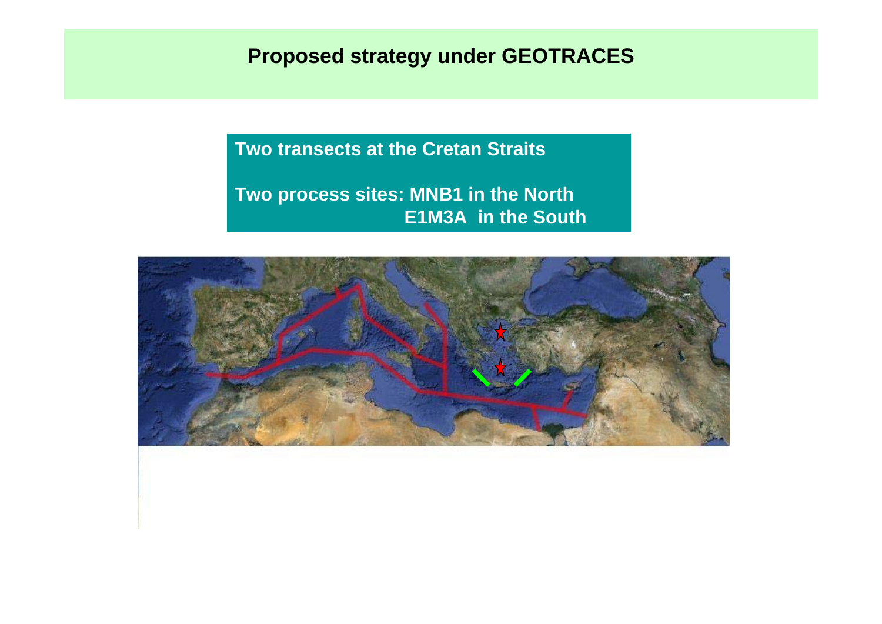# Proposed strategy under GEOTRACES

**Two transsects at the Cretan Straits**

**Two process sites: MNB1 in the North**
**E1M3A in the South**

# Proposed strategy under GEOTRACES

**Two transects at the Cretan Straits**

**Two process sites: MNB1 in the North**
**E1M3A in the South**